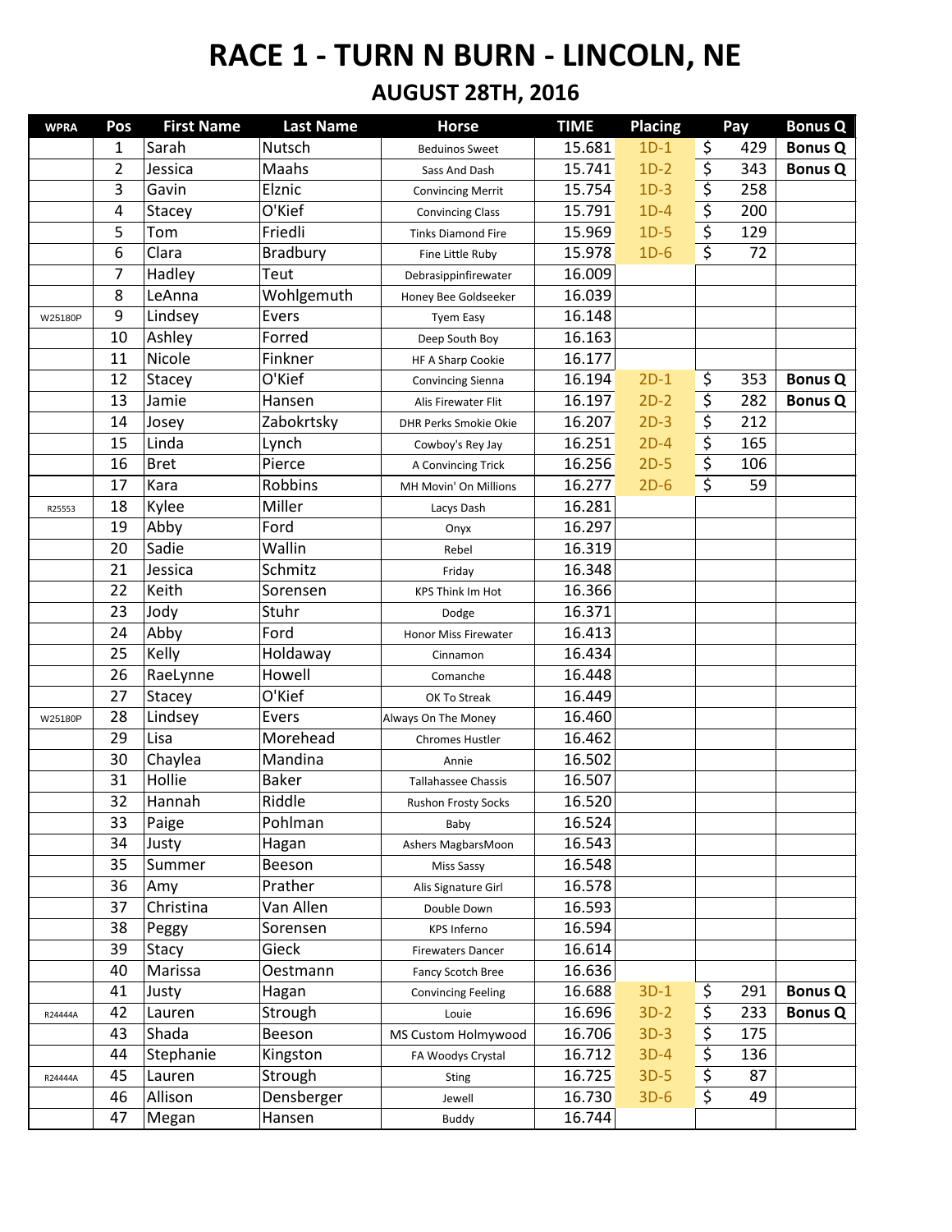# RACE 1 - TURN N BURN - LINCOLN, NE

## AUGUST 28TH, 2016

| WPRA | Pos | First Name | Last Name | Horse | TIME | Placing | Pay | Bonus Q |
|---|---|---|---|---|---|---|---|---|
| | 1 | Sarah | Nutsch | Beduinos Sweet | 15.681 | 1D-1 | $ 429 | Bonus Q |
| | 2 | Jessica | Maahs | Sass And Dash | 15.741 | 1D-2 | $ 343 | Bonus Q |
| | 3 | Gavin | Elznic | Convincing Merrit | 15.754 | 1D-3 | $ 258 | |
| | 4 | Stacey | O'Kief | Convincing Class | 15.791 | 1D-4 | $ 200 | |
| | 5 | Tom | Friedli | Tinks Diamond Fire | 15.969 | 1D-5 | $ 129 | |
| | 6 | Clara | Bradbury | Fine Little Ruby | 15.978 | 1D-6 | $ 72 | |
| | 7 | Hadley | Teut | Debrasippinfirewater | 16.009 | | | |
| | 8 | LeAnna | Wohlgemuth | Honey Bee Goldseeker | 16.039 | | | |
| W25180P | 9 | Lindsey | Evers | Tyem Easy | 16.148 | | | |
| | 10 | Ashley | Forred | Deep South Boy | 16.163 | | | |
| | 11 | Nicole | Finkner | HF A Sharp Cookie | 16.177 | | | |
| | 12 | Stacey | O'Kief | Convincing Sienna | 16.194 | 2D-1 | $ 353 | Bonus Q |
| | 13 | Jamie | Hansen | Alis Firewater Flit | 16.197 | 2D-2 | $ 282 | Bonus Q |
| | 14 | Josey | Zabokrtsky | DHR Perks Smokie Okie | 16.207 | 2D-3 | $ 212 | |
| | 15 | Linda | Lynch | Cowboy's Rey Jay | 16.251 | 2D-4 | $ 165 | |
| | 16 | Bret | Pierce | A Convincing Trick | 16.256 | 2D-5 | $ 106 | |
| | 17 | Kara | Robbins | MH Movin' On Millions | 16.277 | 2D-6 | $ 59 | |
| R25553 | 18 | Kylee | Miller | Lacys Dash | 16.281 | | | |
| | 19 | Abby | Ford | Onyx | 16.297 | | | |
| | 20 | Sadie | Wallin | Rebel | 16.319 | | | |
| | 21 | Jessica | Schmitz | Friday | 16.348 | | | |
| | 22 | Keith | Sorensen | KPS Think Im Hot | 16.366 | | | |
| | 23 | Jody | Stuhr | Dodge | 16.371 | | | |
| | 24 | Abby | Ford | Honor Miss Firewater | 16.413 | | | |
| | 25 | Kelly | Holdaway | Cinnamon | 16.434 | | | |
| | 26 | RaeLynne | Howell | Comanche | 16.448 | | | |
| | 27 | Stacey | O'Kief | OK To Streak | 16.449 | | | |
| W25180P | 28 | Lindsey | Evers | Always On The Money | 16.460 | | | |
| | 29 | Lisa | Morehead | Chromes Hustler | 16.462 | | | |
| | 30 | Chaylea | Mandina | Annie | 16.502 | | | |
| | 31 | Hollie | Baker | Tallahassee Chassis | 16.507 | | | |
| | 32 | Hannah | Riddle | Rushon Frosty Socks | 16.520 | | | |
| | 33 | Paige | Pohlman | Baby | 16.524 | | | |
| | 34 | Justy | Hagan | Ashers MagbarsMoon | 16.543 | | | |
| | 35 | Summer | Beeson | Miss Sassy | 16.548 | | | |
| | 36 | Amy | Prather | Alis Signature Girl | 16.578 | | | |
| | 37 | Christina | Van Allen | Double Down | 16.593 | | | |
| | 38 | Peggy | Sorensen | KPS Inferno | 16.594 | | | |
| | 39 | Stacy | Gieck | Firewaters Dancer | 16.614 | | | |
| | 40 | Marissa | Oestmann | Fancy Scotch Bree | 16.636 | | | |
| | 41 | Justy | Hagan | Convincing Feeling | 16.688 | 3D-1 | $ 291 | Bonus Q |
| R24444A | 42 | Lauren | Strough | Louie | 16.696 | 3D-2 | $ 233 | Bonus Q |
| | 43 | Shada | Beeson | MS Custom Holmywood | 16.706 | 3D-3 | $ 175 | |
| | 44 | Stephanie | Kingston | FA Woodys Crystal | 16.712 | 3D-4 | $ 136 | |
| R24444A | 45 | Lauren | Strough | Sting | 16.725 | 3D-5 | $ 87 | |
| | 46 | Allison | Densberger | Jewell | 16.730 | 3D-6 | $ 49 | |
| | 47 | Megan | Hansen | Buddy | 16.744 | | | |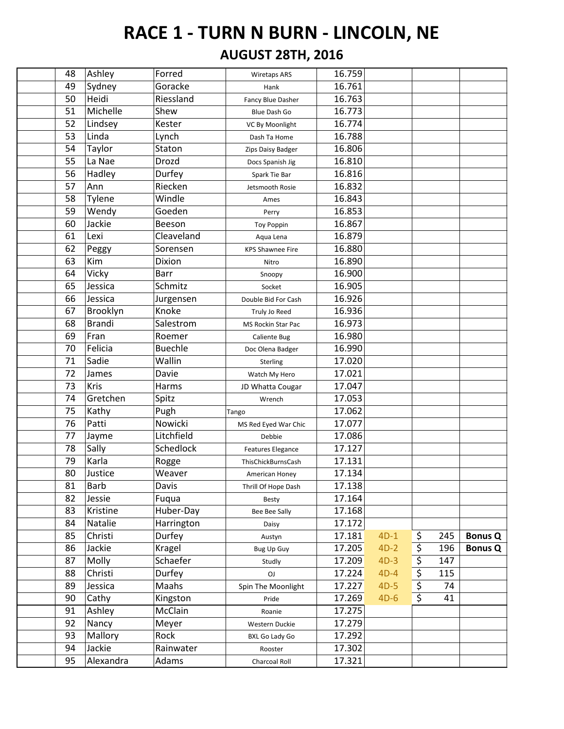# RACE 1 - TURN N BURN - LINCOLN, NE

## AUGUST 28TH, 2016

| | | | | | | | | |
|---|---|---|---|---|---|---|---|---|
| | 48 | Ashley | Forred | Wiretaps ARS | 16.759 | | | |
| | 49 | Sydney | Goracke | Hank | 16.761 | | | |
| | 50 | Heidi | Riessland | Fancy Blue Dasher | 16.763 | | | |
| | 51 | Michelle | Shew | Blue Dash Go | 16.773 | | | |
| | 52 | Lindsey | Kester | VC By Moonlight | 16.774 | | | |
| | 53 | Linda | Lynch | Dash Ta Home | 16.788 | | | |
| | 54 | Taylor | Staton | Zips Daisy Badger | 16.806 | | | |
| | 55 | La Nae | Drozd | Docs Spanish Jig | 16.810 | | | |
| | 56 | Hadley | Durfey | Spark Tie Bar | 16.816 | | | |
| | 57 | Ann | Riecken | Jetsmooth Rosie | 16.832 | | | |
| | 58 | Tylene | Windle | Ames | 16.843 | | | |
| | 59 | Wendy | Goeden | Perry | 16.853 | | | |
| | 60 | Jackie | Beeson | Toy Poppin | 16.867 | | | |
| | 61 | Lexi | Cleaveland | Aqua Lena | 16.879 | | | |
| | 62 | Peggy | Sorensen | KPS Shawnee Fire | 16.880 | | | |
| | 63 | Kim | Dixion | Nitro | 16.890 | | | |
| | 64 | Vicky | Barr | Snoopy | 16.900 | | | |
| | 65 | Jessica | Schmitz | Socket | 16.905 | | | |
| | 66 | Jessica | Jurgensen | Double Bid For Cash | 16.926 | | | |
| | 67 | Brooklyn | Knoke | Truly Jo Reed | 16.936 | | | |
| | 68 | Brandi | Salestrom | MS Rockin Star Pac | 16.973 | | | |
| | 69 | Fran | Roemer | Caliente Bug | 16.980 | | | |
| | 70 | Felicia | Buechle | Doc Olena Badger | 16.990 | | | |
| | 71 | Sadie | Wallin | Sterling | 17.020 | | | |
| | 72 | James | Davie | Watch My Hero | 17.021 | | | |
| | 73 | Kris | Harms | JD Whatta Cougar | 17.047 | | | |
| | 74 | Gretchen | Spitz | Wrench | 17.053 | | | |
| | 75 | Kathy | Pugh | Tango | 17.062 | | | |
| | 76 | Patti | Nowicki | MS Red Eyed War Chic | 17.077 | | | |
| | 77 | Jayme | Litchfield | Debbie | 17.086 | | | |
| | 78 | Sally | Schedlock | Features Elegance | 17.127 | | | |
| | 79 | Karla | Rogge | ThisChickBurnsCash | 17.131 | | | |
| | 80 | Justice | Weaver | American Honey | 17.134 | | | |
| | 81 | Barb | Davis | Thrill Of Hope Dash | 17.138 | | | |
| | 82 | Jessie | Fuqua | Besty | 17.164 | | | |
| | 83 | Kristine | Huber-Day | Bee Bee Sally | 17.168 | | | |
| | 84 | Natalie | Harrington | Daisy | 17.172 | | | |
| | 85 | Christi | Durfey | Austyn | 17.181 | 4D-1 | $ 245 | **Bonus Q** |
| | 86 | Jackie | Kragel | Bug Up Guy | 17.205 | 4D-2 | $ 196 | **Bonus Q** |
| | 87 | Molly | Schaefer | Studly | 17.209 | 4D-3 | $ 147 | |
| | 88 | Christi | Durfey | OJ | 17.224 | 4D-4 | $ 115 | |
| | 89 | Jessica | Maahs | Spin The Moonlight | 17.227 | 4D-5 | $ 74 | |
| | 90 | Cathy | Kingston | Pride | 17.269 | 4D-6 | $ 41 | |
| | 91 | Ashley | McClain | Roanie | 17.275 | | | |
| | 92 | Nancy | Meyer | Western Duckie | 17.279 | | | |
| | 93 | Mallory | Rock | BXL Go Lady Go | 17.292 | | | |
| | 94 | Jackie | Rainwater | Rooster | 17.302 | | | |
| | 95 | Alexandra | Adams | Charcoal Roll | 17.321 | | | |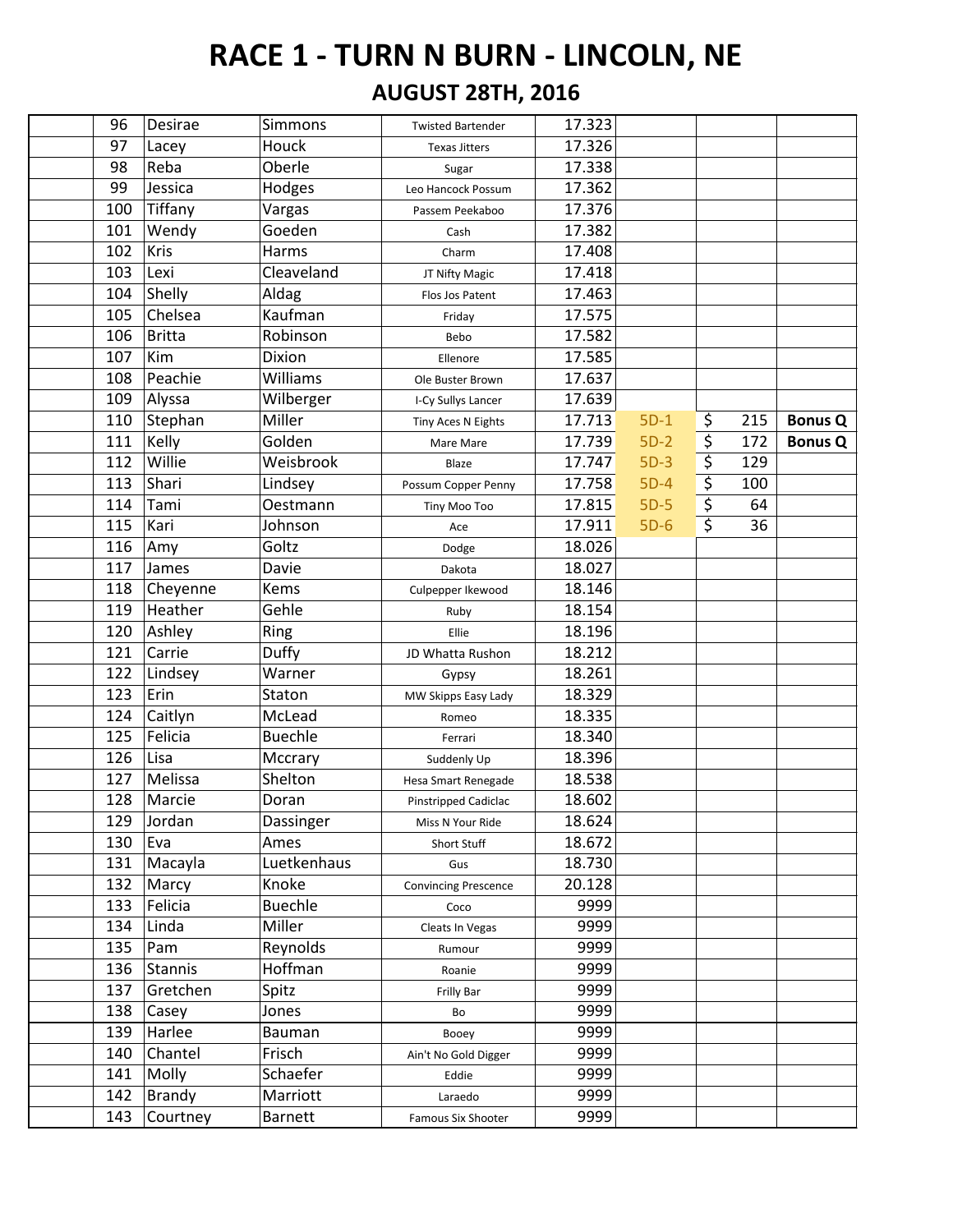# RACE 1 - TURN N BURN - LINCOLN, NE

## AUGUST 28TH, 2016

| | # | First | Last | Horse | Time | Div | Payout | Bonus |
|---|---|---|---|---|---|---|---|---|
| | 96 | Desirae | Simmons | Twisted Bartender | 17.323 | | | |
| | 97 | Lacey | Houck | Texas Jitters | 17.326 | | | |
| | 98 | Reba | Oberle | Sugar | 17.338 | | | |
| | 99 | Jessica | Hodges | Leo Hancock Possum | 17.362 | | | |
| | 100 | Tiffany | Vargas | Passem Peekaboo | 17.376 | | | |
| | 101 | Wendy | Goeden | Cash | 17.382 | | | |
| | 102 | Kris | Harms | Charm | 17.408 | | | |
| | 103 | Lexi | Cleaveland | JT Nifty Magic | 17.418 | | | |
| | 104 | Shelly | Aldag | Flos Jos Patent | 17.463 | | | |
| | 105 | Chelsea | Kaufman | Friday | 17.575 | | | |
| | 106 | Britta | Robinson | Bebo | 17.582 | | | |
| | 107 | Kim | Dixion | Ellenore | 17.585 | | | |
| | 108 | Peachie | Williams | Ole Buster Brown | 17.637 | | | |
| | 109 | Alyssa | Wilberger | I-Cy Sullys Lancer | 17.639 | | | |
| | 110 | Stephan | Miller | Tiny Aces N Eights | 17.713 | 5D-1 | $ 215 | **Bonus Q** |
| | 111 | Kelly | Golden | Mare Mare | 17.739 | 5D-2 | $ 172 | **Bonus Q** |
| | 112 | Willie | Weisbrook | Blaze | 17.747 | 5D-3 | $ 129 | |
| | 113 | Shari | Lindsey | Possum Copper Penny | 17.758 | 5D-4 | $ 100 | |
| | 114 | Tami | Oestmann | Tiny Moo Too | 17.815 | 5D-5 | $ 64 | |
| | 115 | Kari | Johnson | Ace | 17.911 | 5D-6 | $ 36 | |
| | 116 | Amy | Goltz | Dodge | 18.026 | | | |
| | 117 | James | Davie | Dakota | 18.027 | | | |
| | 118 | Cheyenne | Kems | Culpepper Ikewood | 18.146 | | | |
| | 119 | Heather | Gehle | Ruby | 18.154 | | | |
| | 120 | Ashley | Ring | Ellie | 18.196 | | | |
| | 121 | Carrie | Duffy | JD Whatta Rushon | 18.212 | | | |
| | 122 | Lindsey | Warner | Gypsy | 18.261 | | | |
| | 123 | Erin | Staton | MW Skipps Easy Lady | 18.329 | | | |
| | 124 | Caitlyn | McLead | Romeo | 18.335 | | | |
| | 125 | Felicia | Buechle | Ferrari | 18.340 | | | |
| | 126 | Lisa | Mccrary | Suddenly Up | 18.396 | | | |
| | 127 | Melissa | Shelton | Hesa Smart Renegade | 18.538 | | | |
| | 128 | Marcie | Doran | Pinstripped Cadiclac | 18.602 | | | |
| | 129 | Jordan | Dassinger | Miss N Your Ride | 18.624 | | | |
| | 130 | Eva | Ames | Short Stuff | 18.672 | | | |
| | 131 | Macayla | Luetkenhaus | Gus | 18.730 | | | |
| | 132 | Marcy | Knoke | Convincing Prescence | 20.128 | | | |
| | 133 | Felicia | Buechle | Coco | 9999 | | | |
| | 134 | Linda | Miller | Cleats In Vegas | 9999 | | | |
| | 135 | Pam | Reynolds | Rumour | 9999 | | | |
| | 136 | Stannis | Hoffman | Roanie | 9999 | | | |
| | 137 | Gretchen | Spitz | Frilly Bar | 9999 | | | |
| | 138 | Casey | Jones | Bo | 9999 | | | |
| | 139 | Harlee | Bauman | Booey | 9999 | | | |
| | 140 | Chantel | Frisch | Ain't No Gold Digger | 9999 | | | |
| | 141 | Molly | Schaefer | Eddie | 9999 | | | |
| | 142 | Brandy | Marriott | Laraedo | 9999 | | | |
| | 143 | Courtney | Barnett | Famous Six Shooter | 9999 | | | |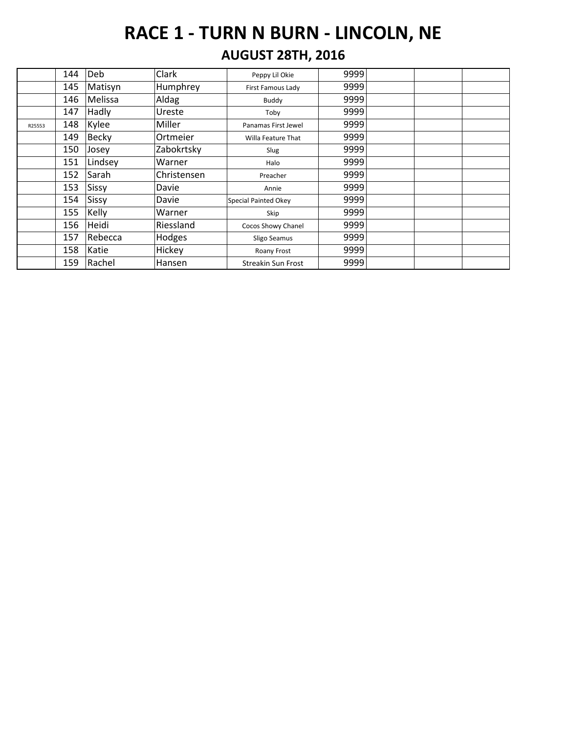# RACE 1 - TURN N BURN - LINCOLN, NE

## AUGUST 28TH, 2016

| | | | | | | | | |
|---|---|---|---|---|---|---|---|---|
| | 144 | Deb | Clark | Peppy Lil Okie | 9999 | | | |
| | 145 | Matisyn | Humphrey | First Famous Lady | 9999 | | | |
| | 146 | Melissa | Aldag | Buddy | 9999 | | | |
| | 147 | Hadly | Ureste | Toby | 9999 | | | |
| R25553 | 148 | Kylee | Miller | Panamas First Jewel | 9999 | | | |
| | 149 | Becky | Ortmeier | Willa Feature That | 9999 | | | |
| | 150 | Josey | Zabokrtsky | Slug | 9999 | | | |
| | 151 | Lindsey | Warner | Halo | 9999 | | | |
| | 152 | Sarah | Christensen | Preacher | 9999 | | | |
| | 153 | Sissy | Davie | Annie | 9999 | | | |
| | 154 | Sissy | Davie | Special Painted Okey | 9999 | | | |
| | 155 | Kelly | Warner | Skip | 9999 | | | |
| | 156 | Heidi | Riessland | Cocos Showy Chanel | 9999 | | | |
| | 157 | Rebecca | Hodges | Sligo Seamus | 9999 | | | |
| | 158 | Katie | Hickey | Roany Frost | 9999 | | | |
| | 159 | Rachel | Hansen | Streakin Sun Frost | 9999 | | | |